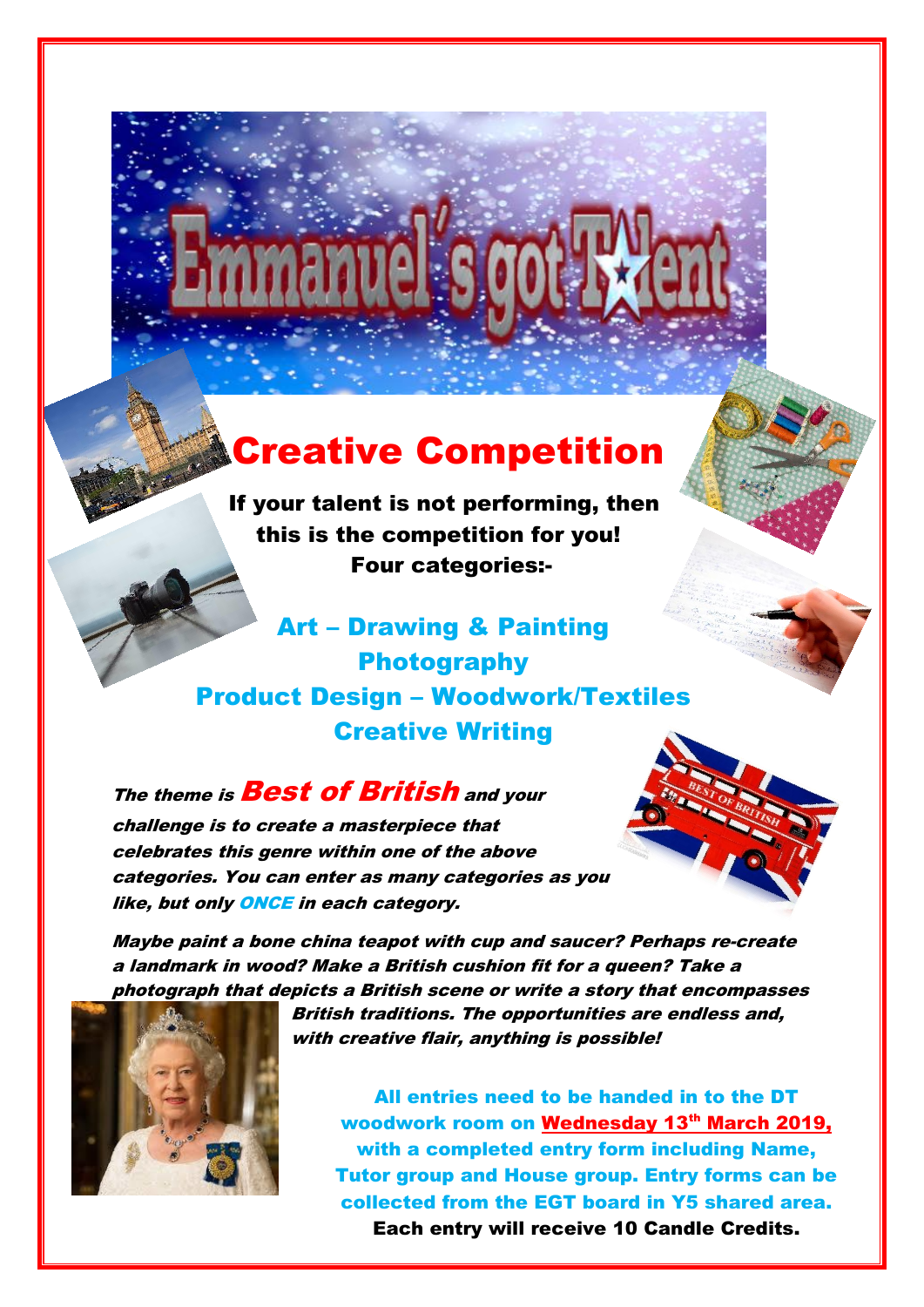# Emmanuel's got Talent

## Creative Competition

**If your talent is not performing, then this is the competition for you!**
**Four categories:-**

**Art – Drawing & Painting**
**Photography**
**Product Design – Woodwork/Textiles**
**Creative Writing**

***The theme is Best of British and your challenge is to create a masterpiece that celebrates this genre within one of the above categories. You can enter as many categories as you like, but only ONCE in each category.***

***Maybe paint a bone china teapot with cup and saucer? Perhaps re-create a landmark in wood? Make a British cushion fit for a queen? Take a photograph that depicts a British scene or write a story that encompasses British traditions. The opportunities are endless and, with creative flair, anything is possible!***

**All entries need to be handed in to the DT woodwork room on Wednesday 13th March 2019, with a completed entry form including Name, Tutor group and House group. Entry forms can be collected from the EGT board in Y5 shared area.**

**Each entry will receive 10 Candle Credits.**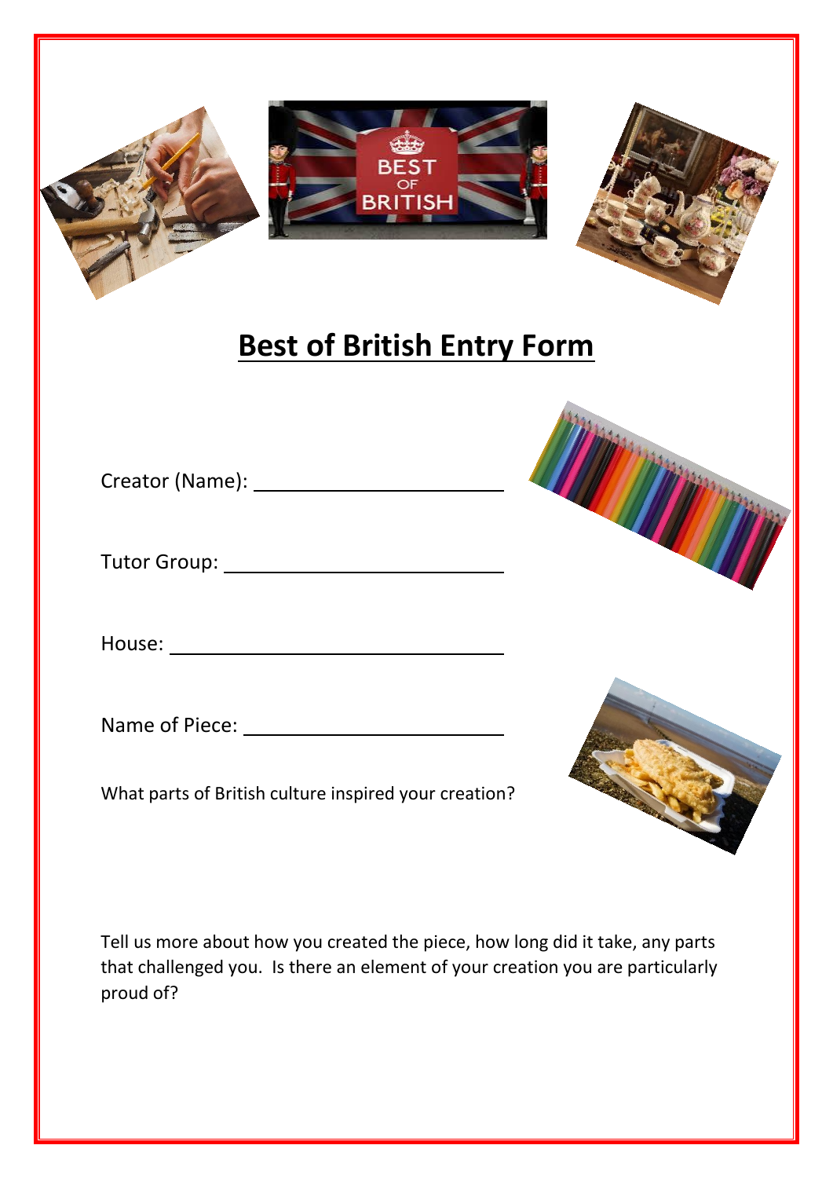# Best of British Entry Form

Creator (Name): ________________________

Tutor Group: ___________________________

House: ________________________________

Name of Piece: _________________________

What parts of British culture inspired your creation?

Tell us more about how you created the piece, how long did it take, any parts that challenged you. Is there an element of your creation you are particularly proud of?